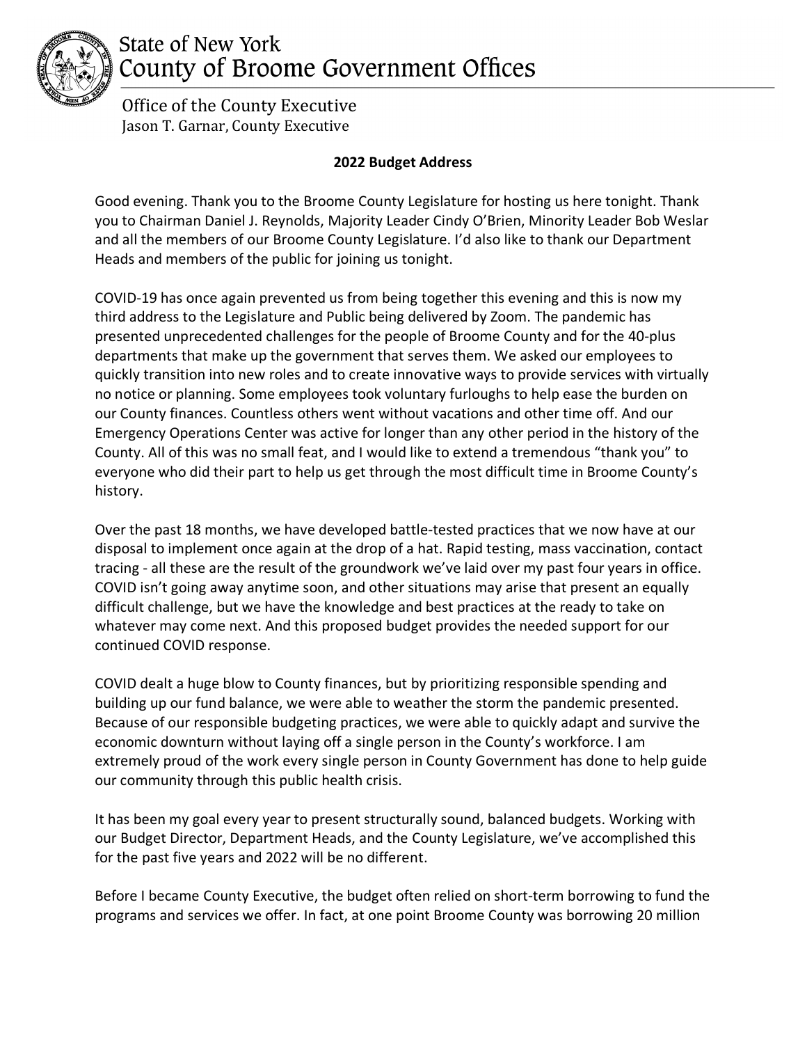# State of New York
# County of Broome Government Offices

Office of the County Executive
Jason T. Garnar, County Executive

## 2022 Budget Address

Good evening. Thank you to the Broome County Legislature for hosting us here tonight. Thank you to Chairman Daniel J. Reynolds, Majority Leader Cindy O'Brien, Minority Leader Bob Weslar and all the members of our Broome County Legislature. I'd also like to thank our Department Heads and members of the public for joining us tonight.

COVID-19 has once again prevented us from being together this evening and this is now my third address to the Legislature and Public being delivered by Zoom. The pandemic has presented unprecedented challenges for the people of Broome County and for the 40-plus departments that make up the government that serves them. We asked our employees to quickly transition into new roles and to create innovative ways to provide services with virtually no notice or planning. Some employees took voluntary furloughs to help ease the burden on our County finances. Countless others went without vacations and other time off. And our Emergency Operations Center was active for longer than any other period in the history of the County. All of this was no small feat, and I would like to extend a tremendous "thank you" to everyone who did their part to help us get through the most difficult time in Broome County's history.

Over the past 18 months, we have developed battle-tested practices that we now have at our disposal to implement once again at the drop of a hat. Rapid testing, mass vaccination, contact tracing - all these are the result of the groundwork we've laid over my past four years in office. COVID isn't going away anytime soon, and other situations may arise that present an equally difficult challenge, but we have the knowledge and best practices at the ready to take on whatever may come next. And this proposed budget provides the needed support for our continued COVID response.

COVID dealt a huge blow to County finances, but by prioritizing responsible spending and building up our fund balance, we were able to weather the storm the pandemic presented. Because of our responsible budgeting practices, we were able to quickly adapt and survive the economic downturn without laying off a single person in the County's workforce. I am extremely proud of the work every single person in County Government has done to help guide our community through this public health crisis.

It has been my goal every year to present structurally sound, balanced budgets. Working with our Budget Director, Department Heads, and the County Legislature, we've accomplished this for the past five years and 2022 will be no different.

Before I became County Executive, the budget often relied on short-term borrowing to fund the programs and services we offer. In fact, at one point Broome County was borrowing 20 million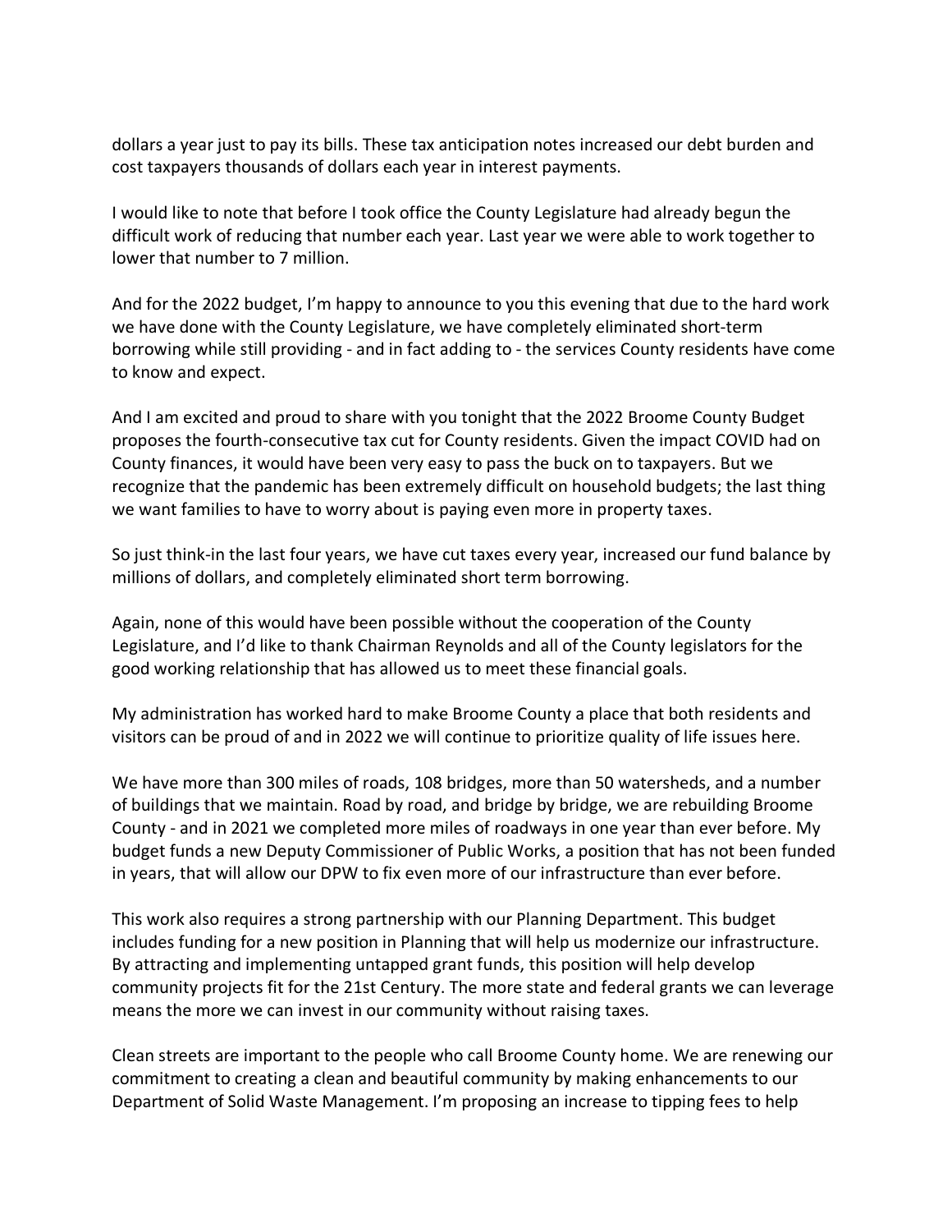dollars a year just to pay its bills. These tax anticipation notes increased our debt burden and cost taxpayers thousands of dollars each year in interest payments.

I would like to note that before I took office the County Legislature had already begun the difficult work of reducing that number each year. Last year we were able to work together to lower that number to 7 million.

And for the 2022 budget, I'm happy to announce to you this evening that due to the hard work we have done with the County Legislature, we have completely eliminated short-term borrowing while still providing - and in fact adding to - the services County residents have come to know and expect.

And I am excited and proud to share with you tonight that the 2022 Broome County Budget proposes the fourth-consecutive tax cut for County residents. Given the impact COVID had on County finances, it would have been very easy to pass the buck on to taxpayers. But we recognize that the pandemic has been extremely difficult on household budgets; the last thing we want families to have to worry about is paying even more in property taxes.

So just think-in the last four years, we have cut taxes every year, increased our fund balance by millions of dollars, and completely eliminated short term borrowing.

Again, none of this would have been possible without the cooperation of the County Legislature, and I'd like to thank Chairman Reynolds and all of the County legislators for the good working relationship that has allowed us to meet these financial goals.

My administration has worked hard to make Broome County a place that both residents and visitors can be proud of and in 2022 we will continue to prioritize quality of life issues here.

We have more than 300 miles of roads, 108 bridges, more than 50 watersheds, and a number of buildings that we maintain. Road by road, and bridge by bridge, we are rebuilding Broome County - and in 2021 we completed more miles of roadways in one year than ever before. My budget funds a new Deputy Commissioner of Public Works, a position that has not been funded in years, that will allow our DPW to fix even more of our infrastructure than ever before.

This work also requires a strong partnership with our Planning Department. This budget includes funding for a new position in Planning that will help us modernize our infrastructure. By attracting and implementing untapped grant funds, this position will help develop community projects fit for the 21st Century. The more state and federal grants we can leverage means the more we can invest in our community without raising taxes.

Clean streets are important to the people who call Broome County home. We are renewing our commitment to creating a clean and beautiful community by making enhancements to our Department of Solid Waste Management. I'm proposing an increase to tipping fees to help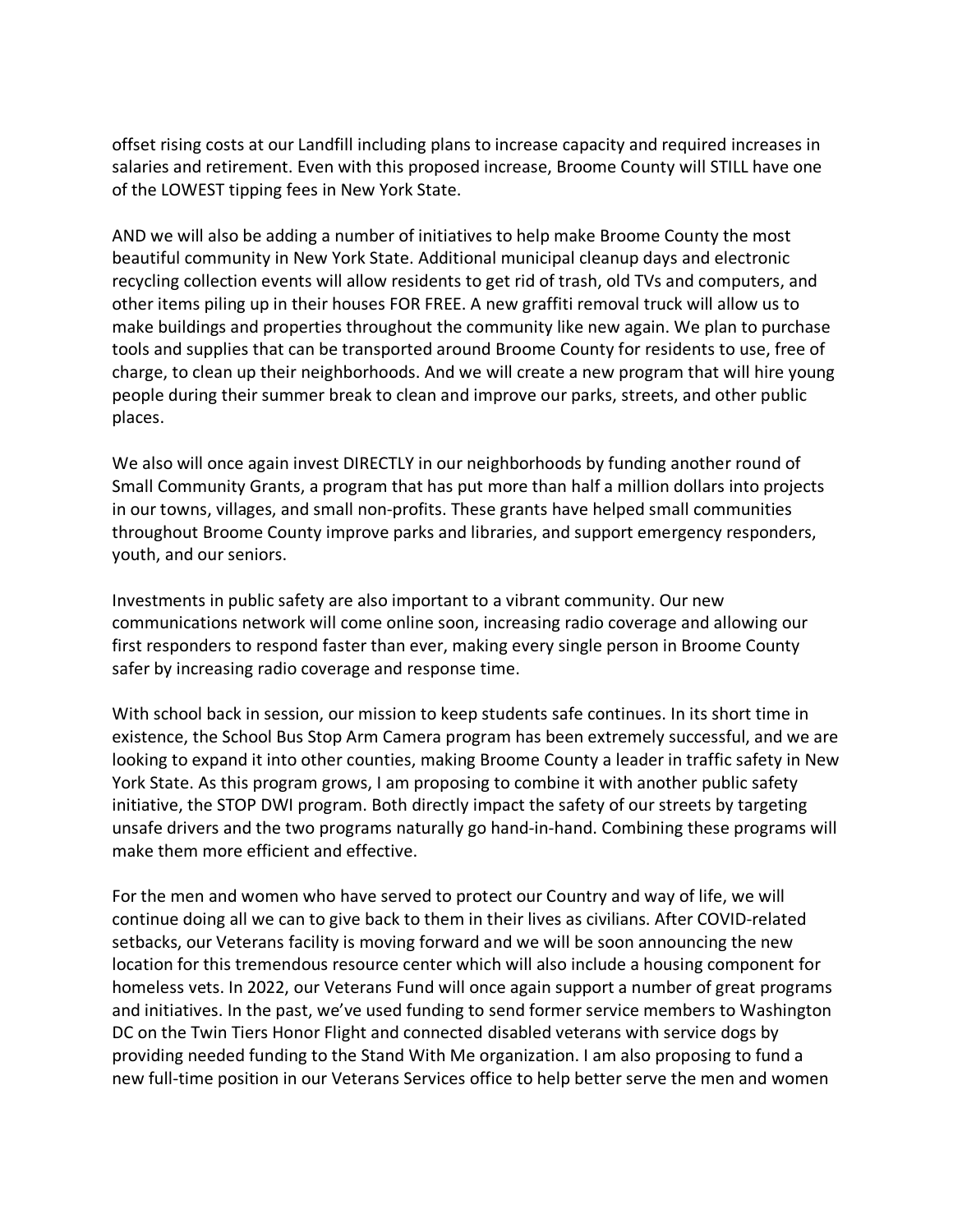offset rising costs at our Landfill including plans to increase capacity and required increases in salaries and retirement. Even with this proposed increase, Broome County will STILL have one of the LOWEST tipping fees in New York State.

AND we will also be adding a number of initiatives to help make Broome County the most beautiful community in New York State. Additional municipal cleanup days and electronic recycling collection events will allow residents to get rid of trash, old TVs and computers, and other items piling up in their houses FOR FREE. A new graffiti removal truck will allow us to make buildings and properties throughout the community like new again. We plan to purchase tools and supplies that can be transported around Broome County for residents to use, free of charge, to clean up their neighborhoods. And we will create a new program that will hire young people during their summer break to clean and improve our parks, streets, and other public places.

We also will once again invest DIRECTLY in our neighborhoods by funding another round of Small Community Grants, a program that has put more than half a million dollars into projects in our towns, villages, and small non-profits. These grants have helped small communities throughout Broome County improve parks and libraries, and support emergency responders, youth, and our seniors.

Investments in public safety are also important to a vibrant community. Our new communications network will come online soon, increasing radio coverage and allowing our first responders to respond faster than ever, making every single person in Broome County safer by increasing radio coverage and response time.

With school back in session, our mission to keep students safe continues. In its short time in existence, the School Bus Stop Arm Camera program has been extremely successful, and we are looking to expand it into other counties, making Broome County a leader in traffic safety in New York State. As this program grows, I am proposing to combine it with another public safety initiative, the STOP DWI program. Both directly impact the safety of our streets by targeting unsafe drivers and the two programs naturally go hand-in-hand. Combining these programs will make them more efficient and effective.

For the men and women who have served to protect our Country and way of life, we will continue doing all we can to give back to them in their lives as civilians. After COVID-related setbacks, our Veterans facility is moving forward and we will be soon announcing the new location for this tremendous resource center which will also include a housing component for homeless vets. In 2022, our Veterans Fund will once again support a number of great programs and initiatives. In the past, we've used funding to send former service members to Washington DC on the Twin Tiers Honor Flight and connected disabled veterans with service dogs by providing needed funding to the Stand With Me organization. I am also proposing to fund a new full-time position in our Veterans Services office to help better serve the men and women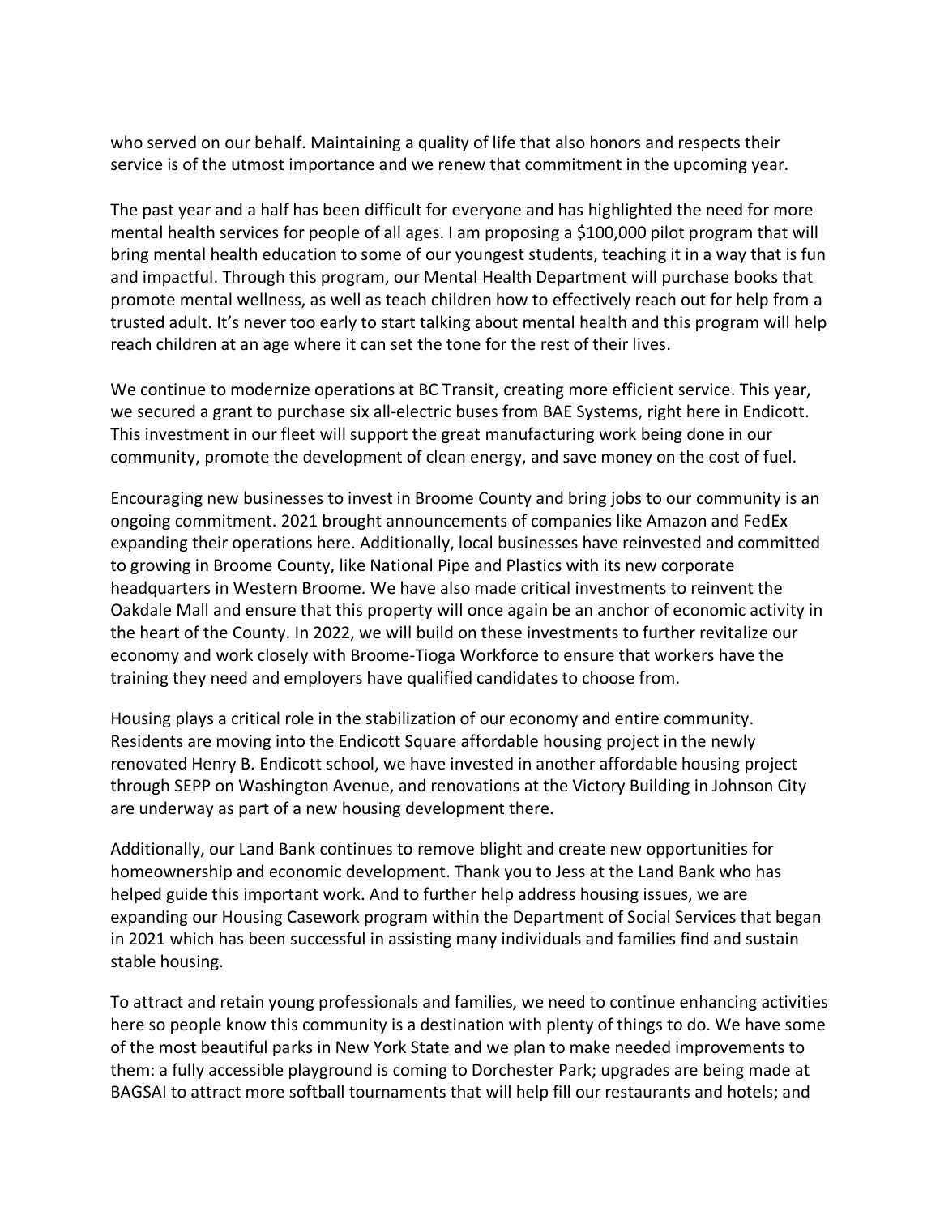who served on our behalf. Maintaining a quality of life that also honors and respects their service is of the utmost importance and we renew that commitment in the upcoming year.

The past year and a half has been difficult for everyone and has highlighted the need for more mental health services for people of all ages. I am proposing a $100,000 pilot program that will bring mental health education to some of our youngest students, teaching it in a way that is fun and impactful. Through this program, our Mental Health Department will purchase books that promote mental wellness, as well as teach children how to effectively reach out for help from a trusted adult. It's never too early to start talking about mental health and this program will help reach children at an age where it can set the tone for the rest of their lives.

We continue to modernize operations at BC Transit, creating more efficient service. This year, we secured a grant to purchase six all-electric buses from BAE Systems, right here in Endicott. This investment in our fleet will support the great manufacturing work being done in our community, promote the development of clean energy, and save money on the cost of fuel.

Encouraging new businesses to invest in Broome County and bring jobs to our community is an ongoing commitment. 2021 brought announcements of companies like Amazon and FedEx expanding their operations here. Additionally, local businesses have reinvested and committed to growing in Broome County, like National Pipe and Plastics with its new corporate headquarters in Western Broome. We have also made critical investments to reinvent the Oakdale Mall and ensure that this property will once again be an anchor of economic activity in the heart of the County. In 2022, we will build on these investments to further revitalize our economy and work closely with Broome-Tioga Workforce to ensure that workers have the training they need and employers have qualified candidates to choose from.

Housing plays a critical role in the stabilization of our economy and entire community. Residents are moving into the Endicott Square affordable housing project in the newly renovated Henry B. Endicott school, we have invested in another affordable housing project through SEPP on Washington Avenue, and renovations at the Victory Building in Johnson City are underway as part of a new housing development there.

Additionally, our Land Bank continues to remove blight and create new opportunities for homeownership and economic development. Thank you to Jess at the Land Bank who has helped guide this important work. And to further help address housing issues, we are expanding our Housing Casework program within the Department of Social Services that began in 2021 which has been successful in assisting many individuals and families find and sustain stable housing.

To attract and retain young professionals and families, we need to continue enhancing activities here so people know this community is a destination with plenty of things to do. We have some of the most beautiful parks in New York State and we plan to make needed improvements to them: a fully accessible playground is coming to Dorchester Park; upgrades are being made at BAGSAI to attract more softball tournaments that will help fill our restaurants and hotels; and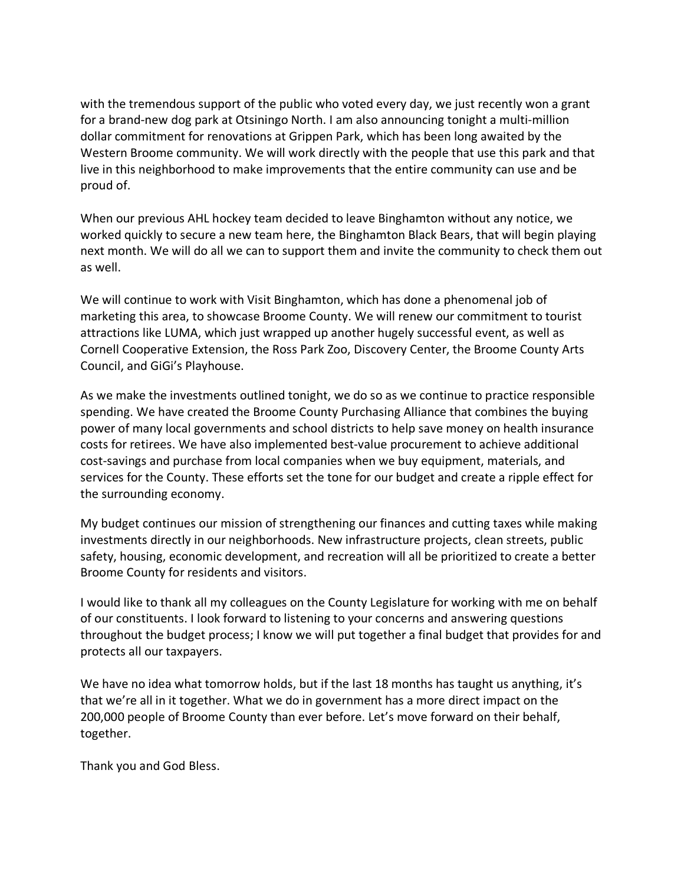with the tremendous support of the public who voted every day, we just recently won a grant for a brand-new dog park at Otsiningo North. I am also announcing tonight a multi-million dollar commitment for renovations at Grippen Park, which has been long awaited by the Western Broome community. We will work directly with the people that use this park and that live in this neighborhood to make improvements that the entire community can use and be proud of.

When our previous AHL hockey team decided to leave Binghamton without any notice, we worked quickly to secure a new team here, the Binghamton Black Bears, that will begin playing next month. We will do all we can to support them and invite the community to check them out as well.

We will continue to work with Visit Binghamton, which has done a phenomenal job of marketing this area, to showcase Broome County. We will renew our commitment to tourist attractions like LUMA, which just wrapped up another hugely successful event, as well as Cornell Cooperative Extension, the Ross Park Zoo, Discovery Center, the Broome County Arts Council, and GiGi's Playhouse.

As we make the investments outlined tonight, we do so as we continue to practice responsible spending. We have created the Broome County Purchasing Alliance that combines the buying power of many local governments and school districts to help save money on health insurance costs for retirees. We have also implemented best-value procurement to achieve additional cost-savings and purchase from local companies when we buy equipment, materials, and services for the County. These efforts set the tone for our budget and create a ripple effect for the surrounding economy.

My budget continues our mission of strengthening our finances and cutting taxes while making investments directly in our neighborhoods. New infrastructure projects, clean streets, public safety, housing, economic development, and recreation will all be prioritized to create a better Broome County for residents and visitors.

I would like to thank all my colleagues on the County Legislature for working with me on behalf of our constituents. I look forward to listening to your concerns and answering questions throughout the budget process; I know we will put together a final budget that provides for and protects all our taxpayers.

We have no idea what tomorrow holds, but if the last 18 months has taught us anything, it's that we're all in it together. What we do in government has a more direct impact on the 200,000 people of Broome County than ever before. Let's move forward on their behalf, together.

Thank you and God Bless.